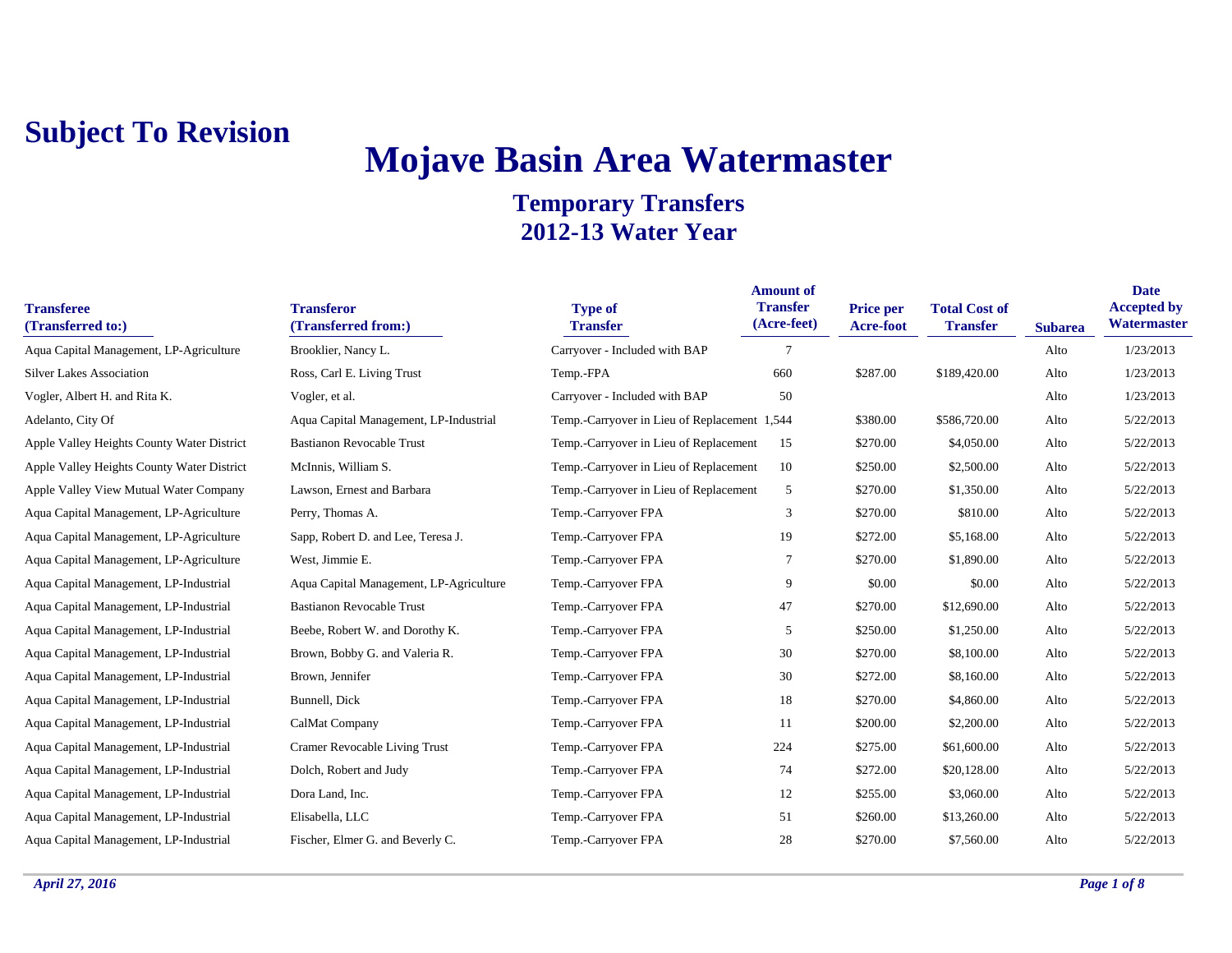**Subject To Revision**

# Mojave Basin Area Watermaster

## Temporary Transfers
## 2012-13 Water Year

| Transferee (Transferred to:) | Transferor (Transferred from:) | Type of Transfer | Amount of Transfer (Acre-feet) | Price per Acre-foot | Total Cost of Transfer | Subarea | Date Accepted by Watermaster |
|---|---|---|---|---|---|---|---|
| Aqua Capital Management, LP-Agriculture | Brooklier, Nancy L. | Carryover - Included with BAP | 7 | | | Alto | 1/23/2013 |
| Silver Lakes Association | Ross, Carl E. Living Trust | Temp.-FPA | 660 | $287.00 | $189,420.00 | Alto | 1/23/2013 |
| Vogler, Albert H. and Rita K. | Vogler, et al. | Carryover - Included with BAP | 50 | | | Alto | 1/23/2013 |
| Adelanto, City Of | Aqua Capital Management, LP-Industrial | Temp.-Carryover in Lieu of Replacement | 1,544 | $380.00 | $586,720.00 | Alto | 5/22/2013 |
| Apple Valley Heights County Water District | Bastianon Revocable Trust | Temp.-Carryover in Lieu of Replacement | 15 | $270.00 | $4,050.00 | Alto | 5/22/2013 |
| Apple Valley Heights County Water District | McInnis, William S. | Temp.-Carryover in Lieu of Replacement | 10 | $250.00 | $2,500.00 | Alto | 5/22/2013 |
| Apple Valley View Mutual Water Company | Lawson, Ernest and Barbara | Temp.-Carryover in Lieu of Replacement | 5 | $270.00 | $1,350.00 | Alto | 5/22/2013 |
| Aqua Capital Management, LP-Agriculture | Perry, Thomas A. | Temp.-Carryover FPA | 3 | $270.00 | $810.00 | Alto | 5/22/2013 |
| Aqua Capital Management, LP-Agriculture | Sapp, Robert D. and Lee, Teresa J. | Temp.-Carryover FPA | 19 | $272.00 | $5,168.00 | Alto | 5/22/2013 |
| Aqua Capital Management, LP-Agriculture | West, Jimmie E. | Temp.-Carryover FPA | 7 | $270.00 | $1,890.00 | Alto | 5/22/2013 |
| Aqua Capital Management, LP-Industrial | Aqua Capital Management, LP-Agriculture | Temp.-Carryover FPA | 9 | $0.00 | $0.00 | Alto | 5/22/2013 |
| Aqua Capital Management, LP-Industrial | Bastianon Revocable Trust | Temp.-Carryover FPA | 47 | $270.00 | $12,690.00 | Alto | 5/22/2013 |
| Aqua Capital Management, LP-Industrial | Beebe, Robert W. and Dorothy K. | Temp.-Carryover FPA | 5 | $250.00 | $1,250.00 | Alto | 5/22/2013 |
| Aqua Capital Management, LP-Industrial | Brown, Bobby G. and Valeria R. | Temp.-Carryover FPA | 30 | $270.00 | $8,100.00 | Alto | 5/22/2013 |
| Aqua Capital Management, LP-Industrial | Brown, Jennifer | Temp.-Carryover FPA | 30 | $272.00 | $8,160.00 | Alto | 5/22/2013 |
| Aqua Capital Management, LP-Industrial | Bunnell, Dick | Temp.-Carryover FPA | 18 | $270.00 | $4,860.00 | Alto | 5/22/2013 |
| Aqua Capital Management, LP-Industrial | CalMat Company | Temp.-Carryover FPA | 11 | $200.00 | $2,200.00 | Alto | 5/22/2013 |
| Aqua Capital Management, LP-Industrial | Cramer Revocable Living Trust | Temp.-Carryover FPA | 224 | $275.00 | $61,600.00 | Alto | 5/22/2013 |
| Aqua Capital Management, LP-Industrial | Dolch, Robert and Judy | Temp.-Carryover FPA | 74 | $272.00 | $20,128.00 | Alto | 5/22/2013 |
| Aqua Capital Management, LP-Industrial | Dora Land, Inc. | Temp.-Carryover FPA | 12 | $255.00 | $3,060.00 | Alto | 5/22/2013 |
| Aqua Capital Management, LP-Industrial | Elisabella, LLC | Temp.-Carryover FPA | 51 | $260.00 | $13,260.00 | Alto | 5/22/2013 |
| Aqua Capital Management, LP-Industrial | Fischer, Elmer G. and Beverly C. | Temp.-Carryover FPA | 28 | $270.00 | $7,560.00 | Alto | 5/22/2013 |

*April 27, 2016*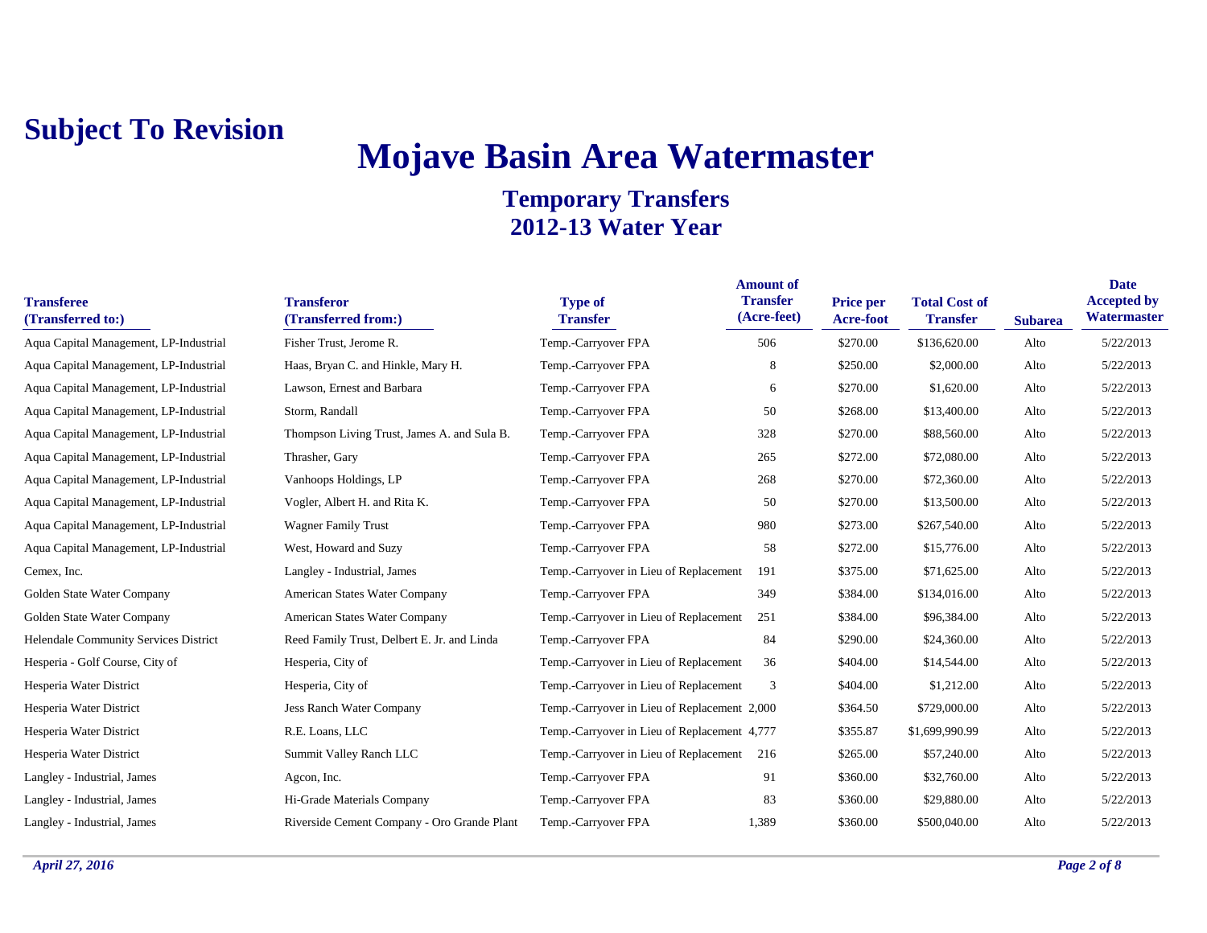**Subject To Revision**

# Mojave Basin Area Watermaster

## Temporary Transfers
## 2012-13 Water Year

| Transferee (Transferred to:) | Transferor (Transferred from:) | Type of Transfer | Amount of Transfer (Acre-feet) | Price per Acre-foot | Total Cost of Transfer | Subarea | Date Accepted by Watermaster |
|---|---|---|---|---|---|---|---|
| Aqua Capital Management, LP-Industrial | Fisher Trust, Jerome R. | Temp.-Carryover FPA | 506 | $270.00 | $136,620.00 | Alto | 5/22/2013 |
| Aqua Capital Management, LP-Industrial | Haas, Bryan C. and Hinkle, Mary H. | Temp.-Carryover FPA | 8 | $250.00 | $2,000.00 | Alto | 5/22/2013 |
| Aqua Capital Management, LP-Industrial | Lawson, Ernest and Barbara | Temp.-Carryover FPA | 6 | $270.00 | $1,620.00 | Alto | 5/22/2013 |
| Aqua Capital Management, LP-Industrial | Storm, Randall | Temp.-Carryover FPA | 50 | $268.00 | $13,400.00 | Alto | 5/22/2013 |
| Aqua Capital Management, LP-Industrial | Thompson Living Trust, James A. and Sula B. | Temp.-Carryover FPA | 328 | $270.00 | $88,560.00 | Alto | 5/22/2013 |
| Aqua Capital Management, LP-Industrial | Thrasher, Gary | Temp.-Carryover FPA | 265 | $272.00 | $72,080.00 | Alto | 5/22/2013 |
| Aqua Capital Management, LP-Industrial | Vanhoops Holdings, LP | Temp.-Carryover FPA | 268 | $270.00 | $72,360.00 | Alto | 5/22/2013 |
| Aqua Capital Management, LP-Industrial | Vogler, Albert H. and Rita K. | Temp.-Carryover FPA | 50 | $270.00 | $13,500.00 | Alto | 5/22/2013 |
| Aqua Capital Management, LP-Industrial | Wagner Family Trust | Temp.-Carryover FPA | 980 | $273.00 | $267,540.00 | Alto | 5/22/2013 |
| Aqua Capital Management, LP-Industrial | West, Howard and Suzy | Temp.-Carryover FPA | 58 | $272.00 | $15,776.00 | Alto | 5/22/2013 |
| Cemex, Inc. | Langley - Industrial, James | Temp.-Carryover in Lieu of Replacement | 191 | $375.00 | $71,625.00 | Alto | 5/22/2013 |
| Golden State Water Company | American States Water Company | Temp.-Carryover FPA | 349 | $384.00 | $134,016.00 | Alto | 5/22/2013 |
| Golden State Water Company | American States Water Company | Temp.-Carryover in Lieu of Replacement | 251 | $384.00 | $96,384.00 | Alto | 5/22/2013 |
| Helendale Community Services District | Reed Family Trust, Delbert E. Jr. and Linda | Temp.-Carryover FPA | 84 | $290.00 | $24,360.00 | Alto | 5/22/2013 |
| Hesperia - Golf Course, City of | Hesperia, City of | Temp.-Carryover in Lieu of Replacement | 36 | $404.00 | $14,544.00 | Alto | 5/22/2013 |
| Hesperia Water District | Hesperia, City of | Temp.-Carryover in Lieu of Replacement | 3 | $404.00 | $1,212.00 | Alto | 5/22/2013 |
| Hesperia Water District | Jess Ranch Water Company | Temp.-Carryover in Lieu of Replacement | 2,000 | $364.50 | $729,000.00 | Alto | 5/22/2013 |
| Hesperia Water District | R.E. Loans, LLC | Temp.-Carryover in Lieu of Replacement | 4,777 | $355.87 | $1,699,990.99 | Alto | 5/22/2013 |
| Hesperia Water District | Summit Valley Ranch LLC | Temp.-Carryover in Lieu of Replacement | 216 | $265.00 | $57,240.00 | Alto | 5/22/2013 |
| Langley - Industrial, James | Agcon, Inc. | Temp.-Carryover FPA | 91 | $360.00 | $32,760.00 | Alto | 5/22/2013 |
| Langley - Industrial, James | Hi-Grade Materials Company | Temp.-Carryover FPA | 83 | $360.00 | $29,880.00 | Alto | 5/22/2013 |
| Langley - Industrial, James | Riverside Cement Company - Oro Grande Plant | Temp.-Carryover FPA | 1,389 | $360.00 | $500,040.00 | Alto | 5/22/2013 |

*April 27, 2016*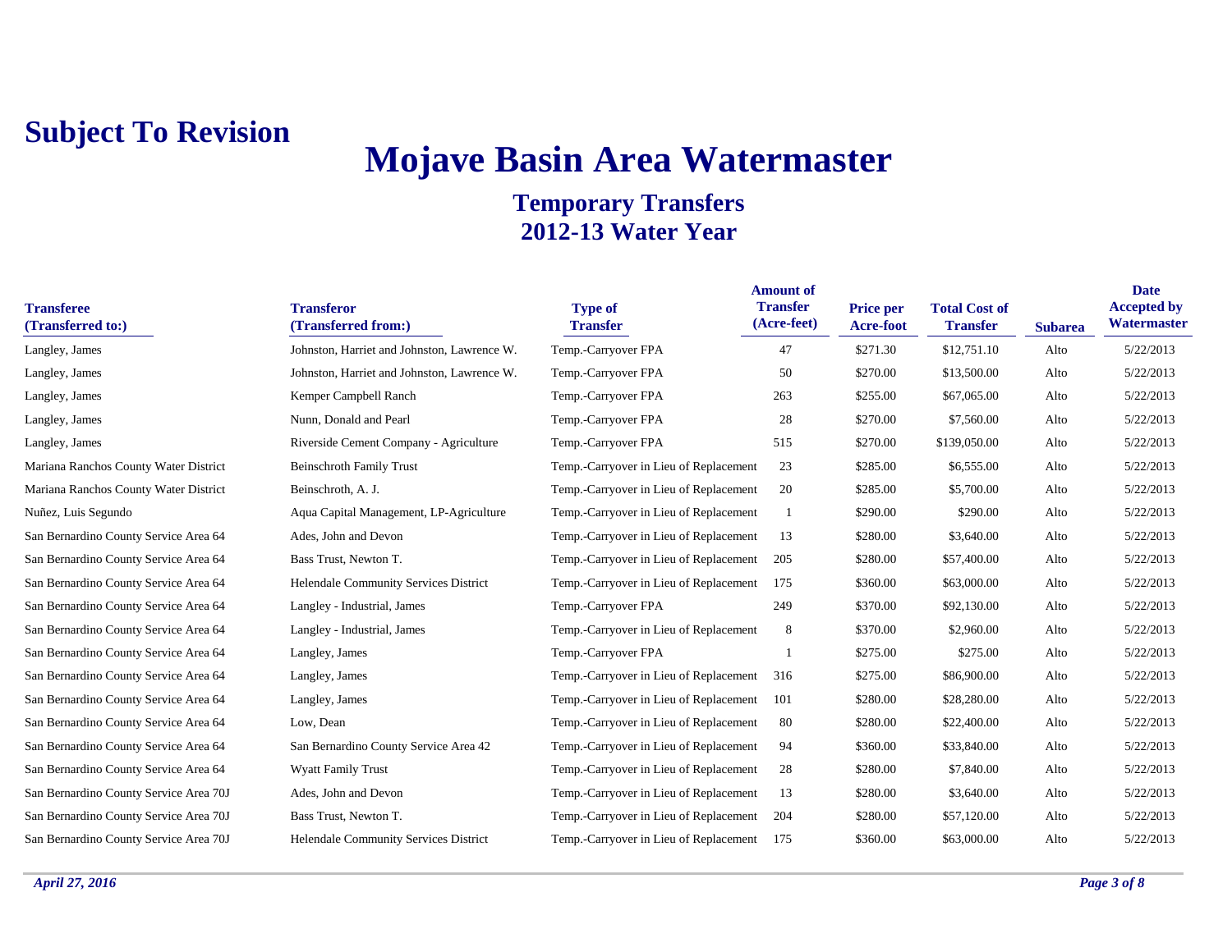**Subject To Revision**

# Mojave Basin Area Watermaster

## Temporary Transfers
## 2012-13 Water Year

| Transferee (Transferred to:) | Transferor (Transferred from:) | Type of Transfer | Amount of Transfer (Acre-feet) | Price per Acre-foot | Total Cost of Transfer | Subarea | Date Accepted by Watermaster |
|---|---|---|---|---|---|---|---|
| Langley, James | Johnston, Harriet and Johnston, Lawrence W. | Temp.-Carryover FPA | 47 | $271.30 | $12,751.10 | Alto | 5/22/2013 |
| Langley, James | Johnston, Harriet and Johnston, Lawrence W. | Temp.-Carryover FPA | 50 | $270.00 | $13,500.00 | Alto | 5/22/2013 |
| Langley, James | Kemper Campbell Ranch | Temp.-Carryover FPA | 263 | $255.00 | $67,065.00 | Alto | 5/22/2013 |
| Langley, James | Nunn, Donald and Pearl | Temp.-Carryover FPA | 28 | $270.00 | $7,560.00 | Alto | 5/22/2013 |
| Langley, James | Riverside Cement Company - Agriculture | Temp.-Carryover FPA | 515 | $270.00 | $139,050.00 | Alto | 5/22/2013 |
| Mariana Ranchos County Water District | Beinschroth Family Trust | Temp.-Carryover in Lieu of Replacement | 23 | $285.00 | $6,555.00 | Alto | 5/22/2013 |
| Mariana Ranchos County Water District | Beinschroth, A. J. | Temp.-Carryover in Lieu of Replacement | 20 | $285.00 | $5,700.00 | Alto | 5/22/2013 |
| Nuñez, Luis Segundo | Aqua Capital Management, LP-Agriculture | Temp.-Carryover in Lieu of Replacement | 1 | $290.00 | $290.00 | Alto | 5/22/2013 |
| San Bernardino County Service Area 64 | Ades, John and Devon | Temp.-Carryover in Lieu of Replacement | 13 | $280.00 | $3,640.00 | Alto | 5/22/2013 |
| San Bernardino County Service Area 64 | Bass Trust, Newton T. | Temp.-Carryover in Lieu of Replacement | 205 | $280.00 | $57,400.00 | Alto | 5/22/2013 |
| San Bernardino County Service Area 64 | Helendale Community Services District | Temp.-Carryover in Lieu of Replacement | 175 | $360.00 | $63,000.00 | Alto | 5/22/2013 |
| San Bernardino County Service Area 64 | Langley - Industrial, James | Temp.-Carryover FPA | 249 | $370.00 | $92,130.00 | Alto | 5/22/2013 |
| San Bernardino County Service Area 64 | Langley - Industrial, James | Temp.-Carryover in Lieu of Replacement | 8 | $370.00 | $2,960.00 | Alto | 5/22/2013 |
| San Bernardino County Service Area 64 | Langley, James | Temp.-Carryover FPA | 1 | $275.00 | $275.00 | Alto | 5/22/2013 |
| San Bernardino County Service Area 64 | Langley, James | Temp.-Carryover in Lieu of Replacement | 316 | $275.00 | $86,900.00 | Alto | 5/22/2013 |
| San Bernardino County Service Area 64 | Langley, James | Temp.-Carryover in Lieu of Replacement | 101 | $280.00 | $28,280.00 | Alto | 5/22/2013 |
| San Bernardino County Service Area 64 | Low, Dean | Temp.-Carryover in Lieu of Replacement | 80 | $280.00 | $22,400.00 | Alto | 5/22/2013 |
| San Bernardino County Service Area 64 | San Bernardino County Service Area 42 | Temp.-Carryover in Lieu of Replacement | 94 | $360.00 | $33,840.00 | Alto | 5/22/2013 |
| San Bernardino County Service Area 64 | Wyatt Family Trust | Temp.-Carryover in Lieu of Replacement | 28 | $280.00 | $7,840.00 | Alto | 5/22/2013 |
| San Bernardino County Service Area 70J | Ades, John and Devon | Temp.-Carryover in Lieu of Replacement | 13 | $280.00 | $3,640.00 | Alto | 5/22/2013 |
| San Bernardino County Service Area 70J | Bass Trust, Newton T. | Temp.-Carryover in Lieu of Replacement | 204 | $280.00 | $57,120.00 | Alto | 5/22/2013 |
| San Bernardino County Service Area 70J | Helendale Community Services District | Temp.-Carryover in Lieu of Replacement | 175 | $360.00 | $63,000.00 | Alto | 5/22/2013 |

*April 27, 2016*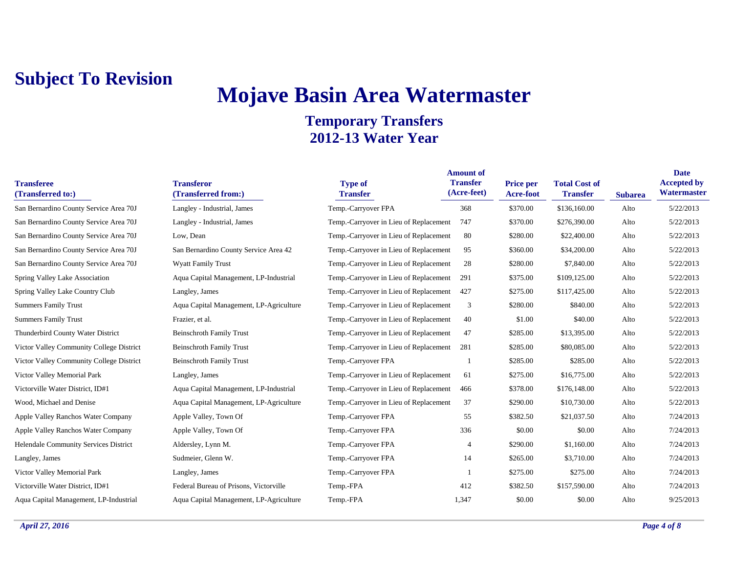**Subject To Revision**

# Mojave Basin Area Watermaster

## Temporary Transfers
## 2012-13 Water Year

| Transferee (Transferred to:) | Transferor (Transferred from:) | Type of Transfer | Amount of Transfer (Acre-feet) | Price per Acre-foot | Total Cost of Transfer | Subarea | Date Accepted by Watermaster |
|---|---|---|---|---|---|---|---|
| San Bernardino County Service Area 70J | Langley - Industrial, James | Temp.-Carryover FPA | 368 | $370.00 | $136,160.00 | Alto | 5/22/2013 |
| San Bernardino County Service Area 70J | Langley - Industrial, James | Temp.-Carryover in Lieu of Replacement | 747 | $370.00 | $276,390.00 | Alto | 5/22/2013 |
| San Bernardino County Service Area 70J | Low, Dean | Temp.-Carryover in Lieu of Replacement | 80 | $280.00 | $22,400.00 | Alto | 5/22/2013 |
| San Bernardino County Service Area 70J | San Bernardino County Service Area 42 | Temp.-Carryover in Lieu of Replacement | 95 | $360.00 | $34,200.00 | Alto | 5/22/2013 |
| San Bernardino County Service Area 70J | Wyatt Family Trust | Temp.-Carryover in Lieu of Replacement | 28 | $280.00 | $7,840.00 | Alto | 5/22/2013 |
| Spring Valley Lake Association | Aqua Capital Management, LP-Industrial | Temp.-Carryover in Lieu of Replacement | 291 | $375.00 | $109,125.00 | Alto | 5/22/2013 |
| Spring Valley Lake Country Club | Langley, James | Temp.-Carryover in Lieu of Replacement | 427 | $275.00 | $117,425.00 | Alto | 5/22/2013 |
| Summers Family Trust | Aqua Capital Management, LP-Agriculture | Temp.-Carryover in Lieu of Replacement | 3 | $280.00 | $840.00 | Alto | 5/22/2013 |
| Summers Family Trust | Frazier, et al. | Temp.-Carryover in Lieu of Replacement | 40 | $1.00 | $40.00 | Alto | 5/22/2013 |
| Thunderbird County Water District | Beinschroth Family Trust | Temp.-Carryover in Lieu of Replacement | 47 | $285.00 | $13,395.00 | Alto | 5/22/2013 |
| Victor Valley Community College District | Beinschroth Family Trust | Temp.-Carryover in Lieu of Replacement | 281 | $285.00 | $80,085.00 | Alto | 5/22/2013 |
| Victor Valley Community College District | Beinschroth Family Trust | Temp.-Carryover FPA | 1 | $285.00 | $285.00 | Alto | 5/22/2013 |
| Victor Valley Memorial Park | Langley, James | Temp.-Carryover in Lieu of Replacement | 61 | $275.00 | $16,775.00 | Alto | 5/22/2013 |
| Victorville Water District, ID#1 | Aqua Capital Management, LP-Industrial | Temp.-Carryover in Lieu of Replacement | 466 | $378.00 | $176,148.00 | Alto | 5/22/2013 |
| Wood, Michael and Denise | Aqua Capital Management, LP-Agriculture | Temp.-Carryover in Lieu of Replacement | 37 | $290.00 | $10,730.00 | Alto | 5/22/2013 |
| Apple Valley Ranchos Water Company | Apple Valley, Town Of | Temp.-Carryover FPA | 55 | $382.50 | $21,037.50 | Alto | 7/24/2013 |
| Apple Valley Ranchos Water Company | Apple Valley, Town Of | Temp.-Carryover FPA | 336 | $0.00 | $0.00 | Alto | 7/24/2013 |
| Helendale Community Services District | Aldersley, Lynn M. | Temp.-Carryover FPA | 4 | $290.00 | $1,160.00 | Alto | 7/24/2013 |
| Langley, James | Sudmeier, Glenn W. | Temp.-Carryover FPA | 14 | $265.00 | $3,710.00 | Alto | 7/24/2013 |
| Victor Valley Memorial Park | Langley, James | Temp.-Carryover FPA | 1 | $275.00 | $275.00 | Alto | 7/24/2013 |
| Victorville Water District, ID#1 | Federal Bureau of Prisons, Victorville | Temp.-FPA | 412 | $382.50 | $157,590.00 | Alto | 7/24/2013 |
| Aqua Capital Management, LP-Industrial | Aqua Capital Management, LP-Agriculture | Temp.-FPA | 1,347 | $0.00 | $0.00 | Alto | 9/25/2013 |

*April 27, 2016*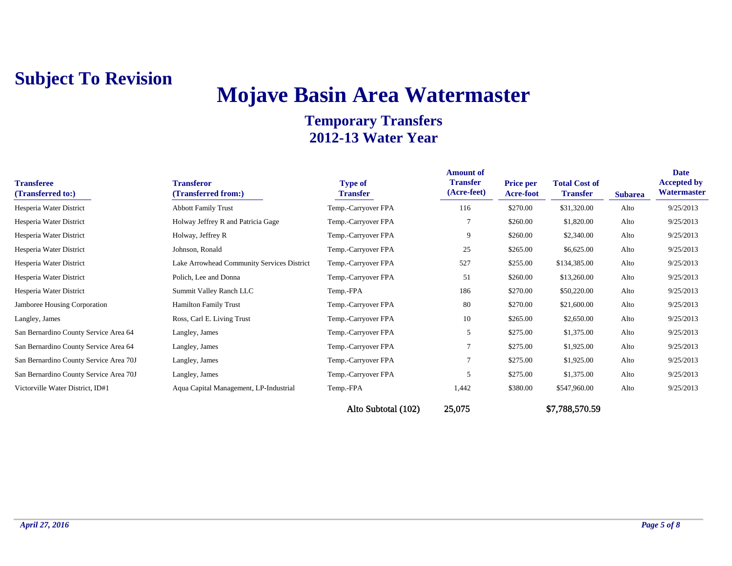**Subject To Revision**

# Mojave Basin Area Watermaster

## Temporary Transfers
## 2012-13 Water Year

| Transferee (Transferred to:) | Transferor (Transferred from:) | Type of Transfer | Amount of Transfer (Acre-feet) | Price per Acre-foot | Total Cost of Transfer | Subarea | Date Accepted by Watermaster |
|---|---|---|---|---|---|---|---|
| Hesperia Water District | Abbott Family Trust | Temp.-Carryover FPA | 116 | $270.00 | $31,320.00 | Alto | 9/25/2013 |
| Hesperia Water District | Holway Jeffrey R and Patricia Gage | Temp.-Carryover FPA | 7 | $260.00 | $1,820.00 | Alto | 9/25/2013 |
| Hesperia Water District | Holway, Jeffrey R | Temp.-Carryover FPA | 9 | $260.00 | $2,340.00 | Alto | 9/25/2013 |
| Hesperia Water District | Johnson, Ronald | Temp.-Carryover FPA | 25 | $265.00 | $6,625.00 | Alto | 9/25/2013 |
| Hesperia Water District | Lake Arrowhead Community Services District | Temp.-Carryover FPA | 527 | $255.00 | $134,385.00 | Alto | 9/25/2013 |
| Hesperia Water District | Polich, Lee and Donna | Temp.-Carryover FPA | 51 | $260.00 | $13,260.00 | Alto | 9/25/2013 |
| Hesperia Water District | Summit Valley Ranch LLC | Temp.-FPA | 186 | $270.00 | $50,220.00 | Alto | 9/25/2013 |
| Jamboree Housing Corporation | Hamilton Family Trust | Temp.-Carryover FPA | 80 | $270.00 | $21,600.00 | Alto | 9/25/2013 |
| Langley, James | Ross, Carl E. Living Trust | Temp.-Carryover FPA | 10 | $265.00 | $2,650.00 | Alto | 9/25/2013 |
| San Bernardino County Service Area 64 | Langley, James | Temp.-Carryover FPA | 5 | $275.00 | $1,375.00 | Alto | 9/25/2013 |
| San Bernardino County Service Area 64 | Langley, James | Temp.-Carryover FPA | 7 | $275.00 | $1,925.00 | Alto | 9/25/2013 |
| San Bernardino County Service Area 70J | Langley, James | Temp.-Carryover FPA | 7 | $275.00 | $1,925.00 | Alto | 9/25/2013 |
| San Bernardino County Service Area 70J | Langley, James | Temp.-Carryover FPA | 5 | $275.00 | $1,375.00 | Alto | 9/25/2013 |
| Victorville Water District, ID#1 | Aqua Capital Management, LP-Industrial | Temp.-FPA | 1,442 | $380.00 | $547,960.00 | Alto | 9/25/2013 |
| | | Alto Subtotal (102) | 25,075 | | $7,788,570.59 | | |

*April 27, 2016*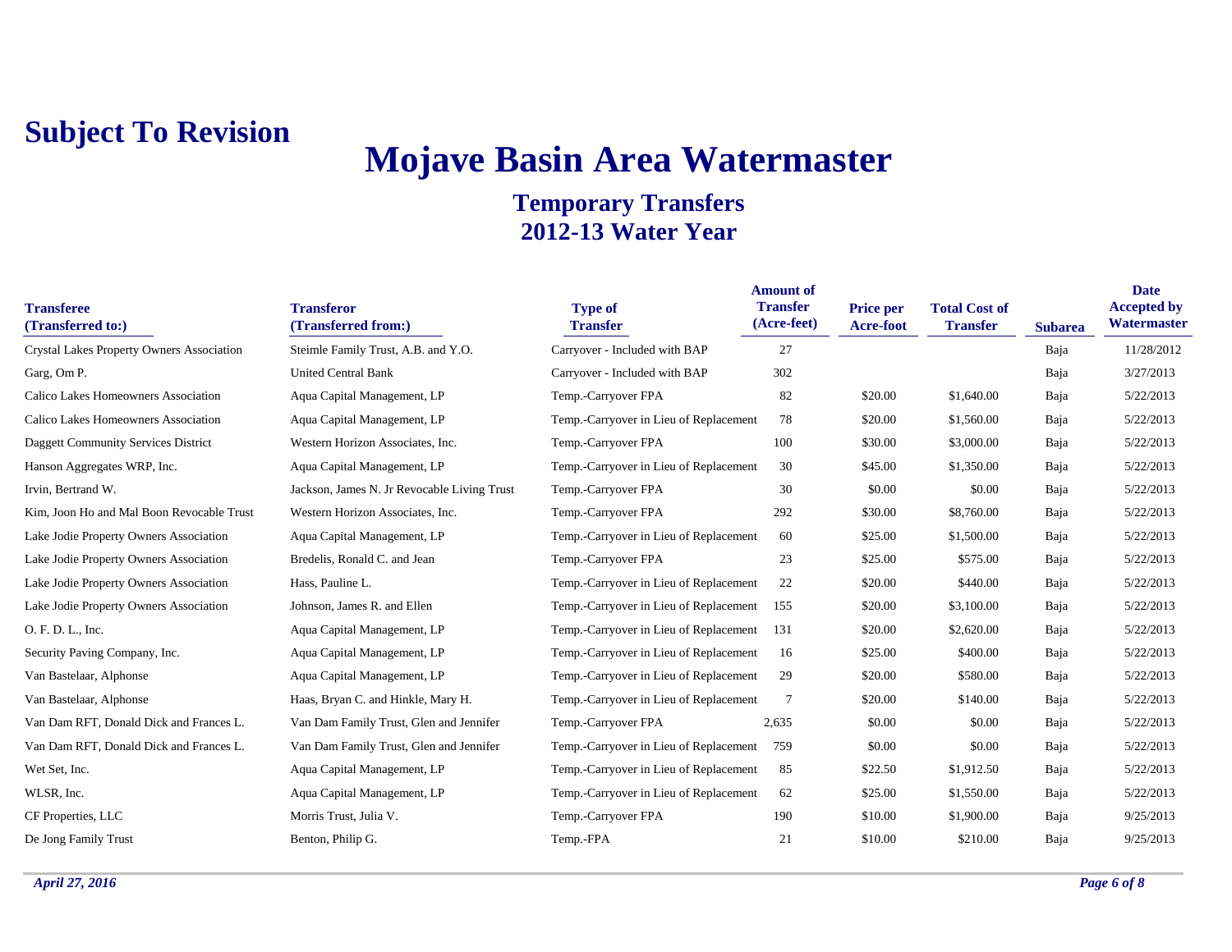**Subject To Revision**

# Mojave Basin Area Watermaster

## Temporary Transfers
## 2012-13 Water Year

| Transferee (Transferred to:) | Transferor (Transferred from:) | Type of Transfer | Amount of Transfer (Acre-feet) | Price per Acre-foot | Total Cost of Transfer | Subarea | Date Accepted by Watermaster |
|---|---|---|---|---|---|---|---|
| Crystal Lakes Property Owners Association | Steimle Family Trust, A.B. and Y.O. | Carryover - Included with BAP | 27 | | | Baja | 11/28/2012 |
| Garg, Om P. | United Central Bank | Carryover - Included with BAP | 302 | | | Baja | 3/27/2013 |
| Calico Lakes Homeowners Association | Aqua Capital Management, LP | Temp.-Carryover FPA | 82 | $20.00 | $1,640.00 | Baja | 5/22/2013 |
| Calico Lakes Homeowners Association | Aqua Capital Management, LP | Temp.-Carryover in Lieu of Replacement | 78 | $20.00 | $1,560.00 | Baja | 5/22/2013 |
| Daggett Community Services District | Western Horizon Associates, Inc. | Temp.-Carryover FPA | 100 | $30.00 | $3,000.00 | Baja | 5/22/2013 |
| Hanson Aggregates WRP, Inc. | Aqua Capital Management, LP | Temp.-Carryover in Lieu of Replacement | 30 | $45.00 | $1,350.00 | Baja | 5/22/2013 |
| Irvin, Bertrand W. | Jackson, James N. Jr Revocable Living Trust | Temp.-Carryover FPA | 30 | $0.00 | $0.00 | Baja | 5/22/2013 |
| Kim, Joon Ho and Mal Boon Revocable Trust | Western Horizon Associates, Inc. | Temp.-Carryover FPA | 292 | $30.00 | $8,760.00 | Baja | 5/22/2013 |
| Lake Jodie Property Owners Association | Aqua Capital Management, LP | Temp.-Carryover in Lieu of Replacement | 60 | $25.00 | $1,500.00 | Baja | 5/22/2013 |
| Lake Jodie Property Owners Association | Bredelis, Ronald C. and Jean | Temp.-Carryover FPA | 23 | $25.00 | $575.00 | Baja | 5/22/2013 |
| Lake Jodie Property Owners Association | Hass, Pauline L. | Temp.-Carryover in Lieu of Replacement | 22 | $20.00 | $440.00 | Baja | 5/22/2013 |
| Lake Jodie Property Owners Association | Johnson, James R. and Ellen | Temp.-Carryover in Lieu of Replacement | 155 | $20.00 | $3,100.00 | Baja | 5/22/2013 |
| O. F. D. L., Inc. | Aqua Capital Management, LP | Temp.-Carryover in Lieu of Replacement | 131 | $20.00 | $2,620.00 | Baja | 5/22/2013 |
| Security Paving Company, Inc. | Aqua Capital Management, LP | Temp.-Carryover in Lieu of Replacement | 16 | $25.00 | $400.00 | Baja | 5/22/2013 |
| Van Bastelaar, Alphonse | Aqua Capital Management, LP | Temp.-Carryover in Lieu of Replacement | 29 | $20.00 | $580.00 | Baja | 5/22/2013 |
| Van Bastelaar, Alphonse | Haas, Bryan C. and Hinkle, Mary H. | Temp.-Carryover in Lieu of Replacement | 7 | $20.00 | $140.00 | Baja | 5/22/2013 |
| Van Dam RFT, Donald Dick and Frances L. | Van Dam Family Trust, Glen and Jennifer | Temp.-Carryover FPA | 2,635 | $0.00 | $0.00 | Baja | 5/22/2013 |
| Van Dam RFT, Donald Dick and Frances L. | Van Dam Family Trust, Glen and Jennifer | Temp.-Carryover in Lieu of Replacement | 759 | $0.00 | $0.00 | Baja | 5/22/2013 |
| Wet Set, Inc. | Aqua Capital Management, LP | Temp.-Carryover in Lieu of Replacement | 85 | $22.50 | $1,912.50 | Baja | 5/22/2013 |
| WLSR, Inc. | Aqua Capital Management, LP | Temp.-Carryover in Lieu of Replacement | 62 | $25.00 | $1,550.00 | Baja | 5/22/2013 |
| CF Properties, LLC | Morris Trust, Julia V. | Temp.-Carryover FPA | 190 | $10.00 | $1,900.00 | Baja | 9/25/2013 |
| De Jong Family Trust | Benton, Philip G. | Temp.-FPA | 21 | $10.00 | $210.00 | Baja | 9/25/2013 |

*April 27, 2016*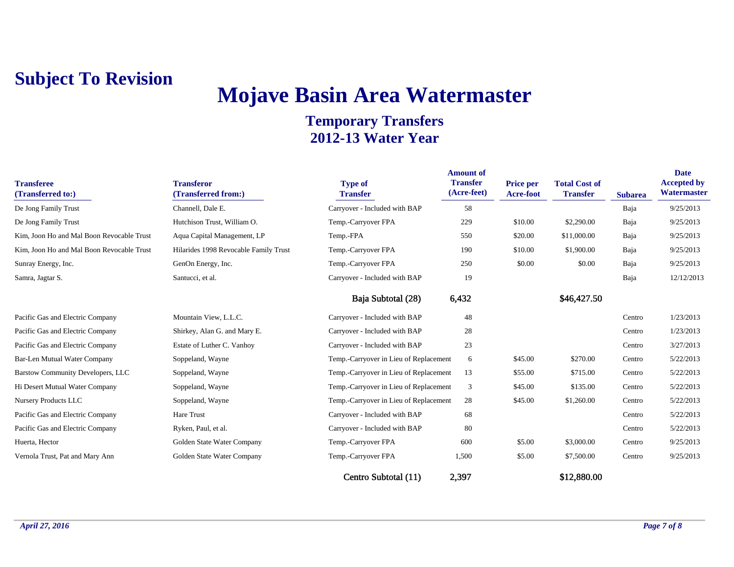**Subject To Revision**

# Mojave Basin Area Watermaster

## Temporary Transfers
## 2012-13 Water Year

| Transferee (Transferred to:) | Transferor (Transferred from:) | Type of Transfer | Amount of Transfer (Acre-feet) | Price per Acre-foot | Total Cost of Transfer | Subarea | Date Accepted by Watermaster |
|---|---|---|---|---|---|---|---|
| De Jong Family Trust | Channell, Dale E. | Carryover - Included with BAP | 58 | | | Baja | 9/25/2013 |
| De Jong Family Trust | Hutchison Trust, William O. | Temp.-Carryover FPA | 229 | $10.00 | $2,290.00 | Baja | 9/25/2013 |
| Kim, Joon Ho and Mal Boon Revocable Trust | Aqua Capital Management, LP | Temp.-FPA | 550 | $20.00 | $11,000.00 | Baja | 9/25/2013 |
| Kim, Joon Ho and Mal Boon Revocable Trust | Hilarides 1998 Revocable Family Trust | Temp.-Carryover FPA | 190 | $10.00 | $1,900.00 | Baja | 9/25/2013 |
| Sunray Energy, Inc. | GenOn Energy, Inc. | Temp.-Carryover FPA | 250 | $0.00 | $0.00 | Baja | 9/25/2013 |
| Samra, Jagtar S. | Santucci, et al. | Carryover - Included with BAP | 19 | | | Baja | 12/12/2013 |
| | | Baja Subtotal (28) | 6,432 | | $46,427.50 | | |
| Pacific Gas and Electric Company | Mountain View, L.L.C. | Carryover - Included with BAP | 48 | | | Centro | 1/23/2013 |
| Pacific Gas and Electric Company | Shirkey, Alan G. and Mary E. | Carryover - Included with BAP | 28 | | | Centro | 1/23/2013 |
| Pacific Gas and Electric Company | Estate of Luther C. Vanhoy | Carryover - Included with BAP | 23 | | | Centro | 3/27/2013 |
| Bar-Len Mutual Water Company | Soppeland, Wayne | Temp.-Carryover in Lieu of Replacement | 6 | $45.00 | $270.00 | Centro | 5/22/2013 |
| Barstow Community Developers, LLC | Soppeland, Wayne | Temp.-Carryover in Lieu of Replacement | 13 | $55.00 | $715.00 | Centro | 5/22/2013 |
| Hi Desert Mutual Water Company | Soppeland, Wayne | Temp.-Carryover in Lieu of Replacement | 3 | $45.00 | $135.00 | Centro | 5/22/2013 |
| Nursery Products LLC | Soppeland, Wayne | Temp.-Carryover in Lieu of Replacement | 28 | $45.00 | $1,260.00 | Centro | 5/22/2013 |
| Pacific Gas and Electric Company | Hare Trust | Carryover - Included with BAP | 68 | | | Centro | 5/22/2013 |
| Pacific Gas and Electric Company | Ryken, Paul, et al. | Carryover - Included with BAP | 80 | | | Centro | 5/22/2013 |
| Huerta, Hector | Golden State Water Company | Temp.-Carryover FPA | 600 | $5.00 | $3,000.00 | Centro | 9/25/2013 |
| Vernola Trust, Pat and Mary Ann | Golden State Water Company | Temp.-Carryover FPA | 1,500 | $5.00 | $7,500.00 | Centro | 9/25/2013 |
| | | Centro Subtotal (11) | 2,397 | | $12,880.00 | | |

*April 27, 2016*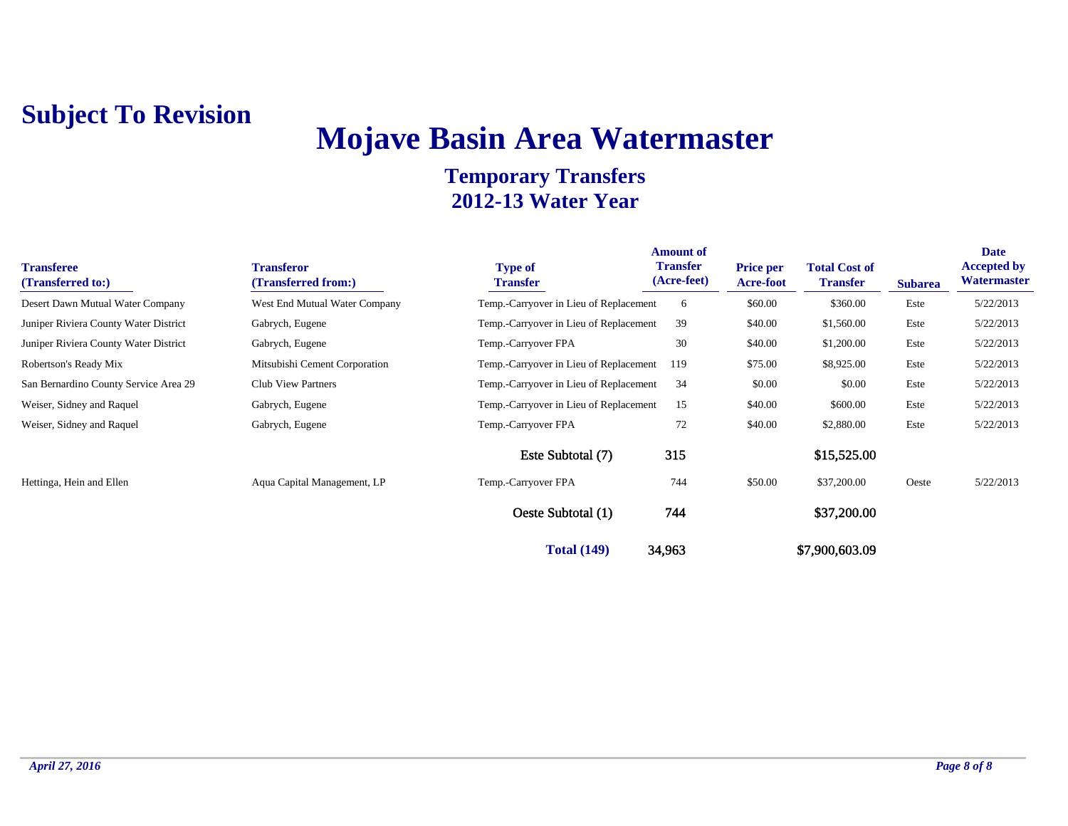**Subject To Revision**

# Mojave Basin Area Watermaster

## Temporary Transfers
## 2012-13 Water Year

| Transferee (Transferred to:) | Transferor (Transferred from:) | Type of Transfer | Amount of Transfer (Acre-feet) | Price per Acre-foot | Total Cost of Transfer | Subarea | Date Accepted by Watermaster |
|---|---|---|---|---|---|---|---|
| Desert Dawn Mutual Water Company | West End Mutual Water Company | Temp.-Carryover in Lieu of Replacement | 6 | $60.00 | $360.00 | Este | 5/22/2013 |
| Juniper Riviera County Water District | Gabrych, Eugene | Temp.-Carryover in Lieu of Replacement | 39 | $40.00 | $1,560.00 | Este | 5/22/2013 |
| Juniper Riviera County Water District | Gabrych, Eugene | Temp.-Carryover FPA | 30 | $40.00 | $1,200.00 | Este | 5/22/2013 |
| Robertson's Ready Mix | Mitsubishi Cement Corporation | Temp.-Carryover in Lieu of Replacement | 119 | $75.00 | $8,925.00 | Este | 5/22/2013 |
| San Bernardino County Service Area 29 | Club View Partners | Temp.-Carryover in Lieu of Replacement | 34 | $0.00 | $0.00 | Este | 5/22/2013 |
| Weiser, Sidney and Raquel | Gabrych, Eugene | Temp.-Carryover in Lieu of Replacement | 15 | $40.00 | $600.00 | Este | 5/22/2013 |
| Weiser, Sidney and Raquel | Gabrych, Eugene | Temp.-Carryover FPA | 72 | $40.00 | $2,880.00 | Este | 5/22/2013 |
| | | Este Subtotal (7) | 315 | | $15,525.00 | | |
| Hettinga, Hein and Ellen | Aqua Capital Management, LP | Temp.-Carryover FPA | 744 | $50.00 | $37,200.00 | Oeste | 5/22/2013 |
| | | Oeste Subtotal (1) | 744 | | $37,200.00 | | |
| | | **Total (149)** | 34,963 | | $7,900,603.09 | | |

*April 27, 2016*